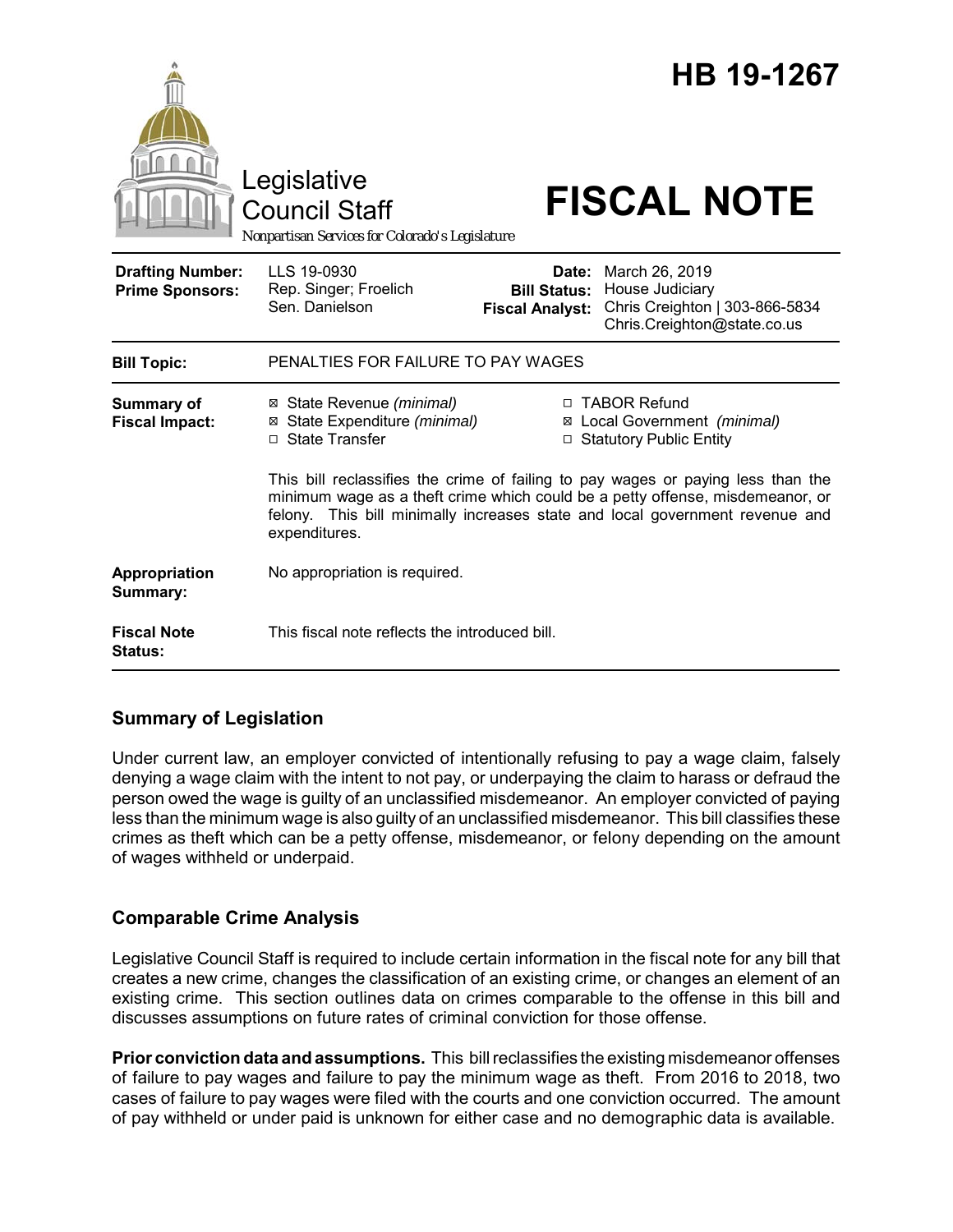# HB 19-1267

Legislative Council Staff

Nonpartisan Services for Colorado's Legislature

# FISCAL NOTE

| | | | |
|---|---|---|---|
| **Drafting Number:** | LLS 19-0930 | **Date:** | March 26, 2019 |
| **Prime Sponsors:** | Rep. Singer; Froelich<br>Sen. Danielson | **Bill Status:** | House Judiciary |
| | | **Fiscal Analyst:** | Chris Creighton \| 303-866-5834<br>Chris.Creighton@state.co.us |

| | |
|---|---|
| **Bill Topic:** | PENALTIES FOR FAILURE TO PAY WAGES |
| **Summary of Fiscal Impact:** | ☒ State Revenue *(minimal)*<br>☒ State Expenditure *(minimal)*<br>☐ State Transfer<br>☐ TABOR Refund<br>☒ Local Government *(minimal)*<br>☐ Statutory Public Entity<br><br>This bill reclassifies the crime of failing to pay wages or paying less than the minimum wage as a theft crime which could be a petty offense, misdemeanor, or felony. This bill minimally increases state and local government revenue and expenditures. |
| **Appropriation Summary:** | No appropriation is required. |
| **Fiscal Note Status:** | This fiscal note reflects the introduced bill. |

## Summary of Legislation

Under current law, an employer convicted of intentionally refusing to pay a wage claim, falsely denying a wage claim with the intent to not pay, or underpaying the claim to harass or defraud the person owed the wage is guilty of an unclassified misdemeanor. An employer convicted of paying less than the minimum wage is also guilty of an unclassified misdemeanor. This bill classifies these crimes as theft which can be a petty offense, misdemeanor, or felony depending on the amount of wages withheld or underpaid.

## Comparable Crime Analysis

Legislative Council Staff is required to include certain information in the fiscal note for any bill that creates a new crime, changes the classification of an existing crime, or changes an element of an existing crime. This section outlines data on crimes comparable to the offense in this bill and discusses assumptions on future rates of criminal conviction for those offense.

**Prior conviction data and assumptions.** This bill reclassifies the existing misdemeanor offenses of failure to pay wages and failure to pay the minimum wage as theft. From 2016 to 2018, two cases of failure to pay wages were filed with the courts and one conviction occurred. The amount of pay withheld or under paid is unknown for either case and no demographic data is available.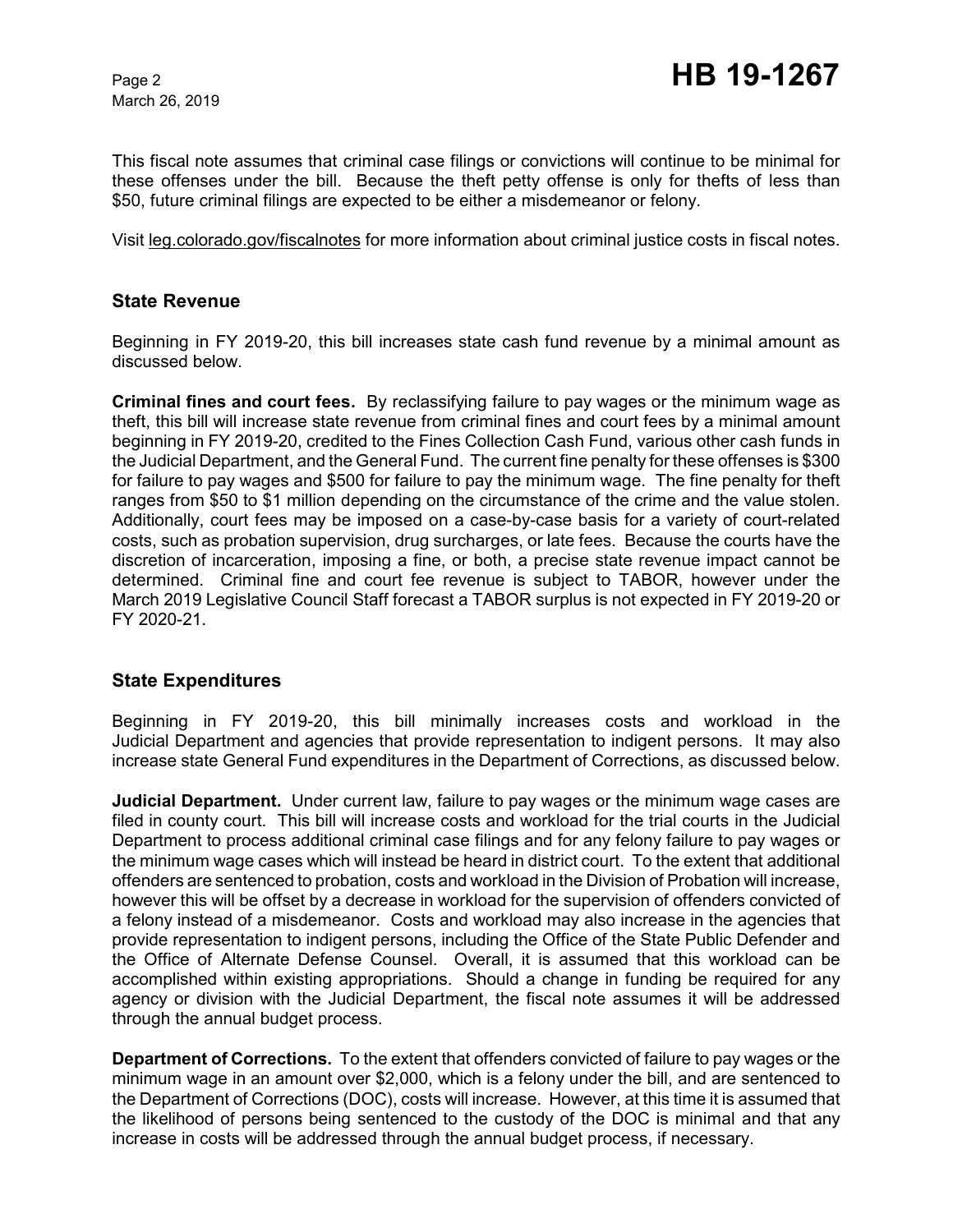This fiscal note assumes that criminal case filings or convictions will continue to be minimal for these offenses under the bill. Because the theft petty offense is only for thefts of less than $50, future criminal filings are expected to be either a misdemeanor or felony.

Visit leg.colorado.gov/fiscalnotes for more information about criminal justice costs in fiscal notes.

## State Revenue

Beginning in FY 2019-20, this bill increases state cash fund revenue by a minimal amount as discussed below.

**Criminal fines and court fees.** By reclassifying failure to pay wages or the minimum wage as theft, this bill will increase state revenue from criminal fines and court fees by a minimal amount beginning in FY 2019-20, credited to the Fines Collection Cash Fund, various other cash funds in the Judicial Department, and the General Fund. The current fine penalty for these offenses is $300 for failure to pay wages and $500 for failure to pay the minimum wage. The fine penalty for theft ranges from $50 to $1 million depending on the circumstance of the crime and the value stolen. Additionally, court fees may be imposed on a case-by-case basis for a variety of court-related costs, such as probation supervision, drug surcharges, or late fees. Because the courts have the discretion of incarceration, imposing a fine, or both, a precise state revenue impact cannot be determined. Criminal fine and court fee revenue is subject to TABOR, however under the March 2019 Legislative Council Staff forecast a TABOR surplus is not expected in FY 2019-20 or FY 2020-21.

## State Expenditures

Beginning in FY 2019-20, this bill minimally increases costs and workload in the Judicial Department and agencies that provide representation to indigent persons. It may also increase state General Fund expenditures in the Department of Corrections, as discussed below.

**Judicial Department.** Under current law, failure to pay wages or the minimum wage cases are filed in county court. This bill will increase costs and workload for the trial courts in the Judicial Department to process additional criminal case filings and for any felony failure to pay wages or the minimum wage cases which will instead be heard in district court. To the extent that additional offenders are sentenced to probation, costs and workload in the Division of Probation will increase, however this will be offset by a decrease in workload for the supervision of offenders convicted of a felony instead of a misdemeanor. Costs and workload may also increase in the agencies that provide representation to indigent persons, including the Office of the State Public Defender and the Office of Alternate Defense Counsel. Overall, it is assumed that this workload can be accomplished within existing appropriations. Should a change in funding be required for any agency or division with the Judicial Department, the fiscal note assumes it will be addressed through the annual budget process.

**Department of Corrections.** To the extent that offenders convicted of failure to pay wages or the minimum wage in an amount over $2,000, which is a felony under the bill, and are sentenced to the Department of Corrections (DOC), costs will increase. However, at this time it is assumed that the likelihood of persons being sentenced to the custody of the DOC is minimal and that any increase in costs will be addressed through the annual budget process, if necessary.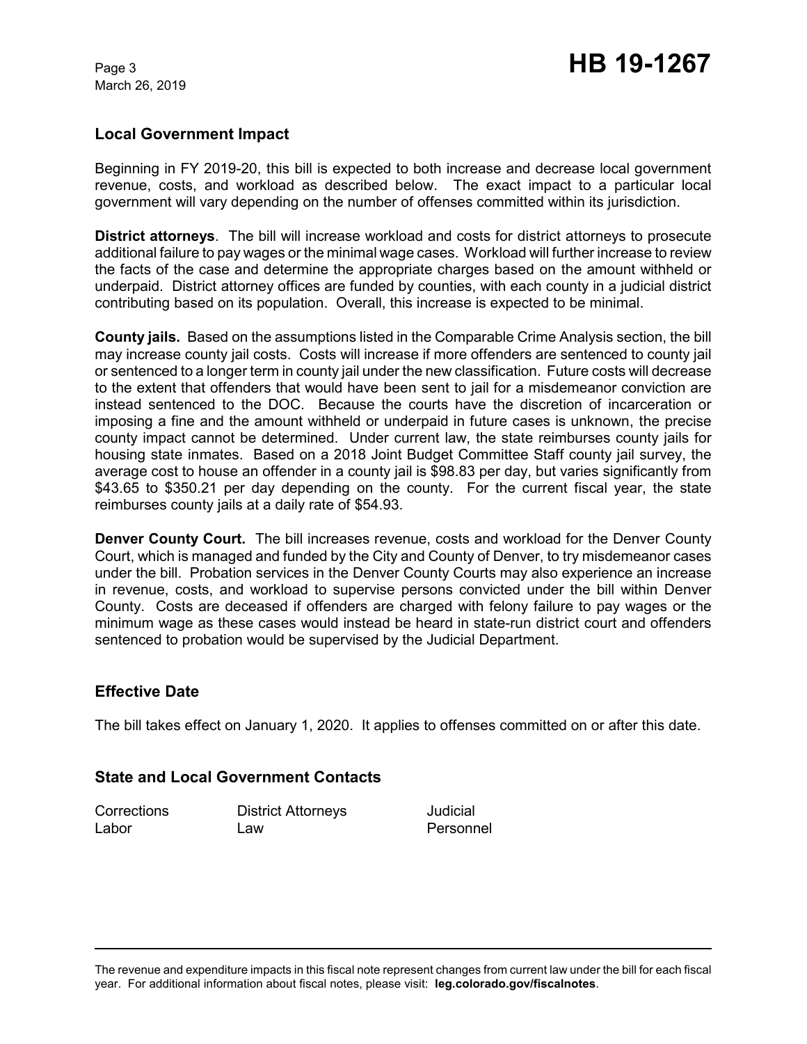## Local Government Impact

Beginning in FY 2019-20, this bill is expected to both increase and decrease local government revenue, costs, and workload as described below. The exact impact to a particular local government will vary depending on the number of offenses committed within its jurisdiction.

**District attorneys**. The bill will increase workload and costs for district attorneys to prosecute additional failure to pay wages or the minimal wage cases. Workload will further increase to review the facts of the case and determine the appropriate charges based on the amount withheld or underpaid. District attorney offices are funded by counties, with each county in a judicial district contributing based on its population. Overall, this increase is expected to be minimal.

**County jails.** Based on the assumptions listed in the Comparable Crime Analysis section, the bill may increase county jail costs. Costs will increase if more offenders are sentenced to county jail or sentenced to a longer term in county jail under the new classification. Future costs will decrease to the extent that offenders that would have been sent to jail for a misdemeanor conviction are instead sentenced to the DOC. Because the courts have the discretion of incarceration or imposing a fine and the amount withheld or underpaid in future cases is unknown, the precise county impact cannot be determined. Under current law, the state reimburses county jails for housing state inmates. Based on a 2018 Joint Budget Committee Staff county jail survey, the average cost to house an offender in a county jail is $98.83 per day, but varies significantly from $43.65 to $350.21 per day depending on the county. For the current fiscal year, the state reimburses county jails at a daily rate of $54.93.

**Denver County Court.** The bill increases revenue, costs and workload for the Denver County Court, which is managed and funded by the City and County of Denver, to try misdemeanor cases under the bill. Probation services in the Denver County Courts may also experience an increase in revenue, costs, and workload to supervise persons convicted under the bill within Denver County. Costs are deceased if offenders are charged with felony failure to pay wages or the minimum wage as these cases would instead be heard in state-run district court and offenders sentenced to probation would be supervised by the Judicial Department.

## Effective Date

The bill takes effect on January 1, 2020. It applies to offenses committed on or after this date.

## State and Local Government Contacts

| | | |
|---|---|---|
| Corrections | District Attorneys | Judicial |
| Labor | Law | Personnel |

The revenue and expenditure impacts in this fiscal note represent changes from current law under the bill for each fiscal year. For additional information about fiscal notes, please visit: **leg.colorado.gov/fiscalnotes**.